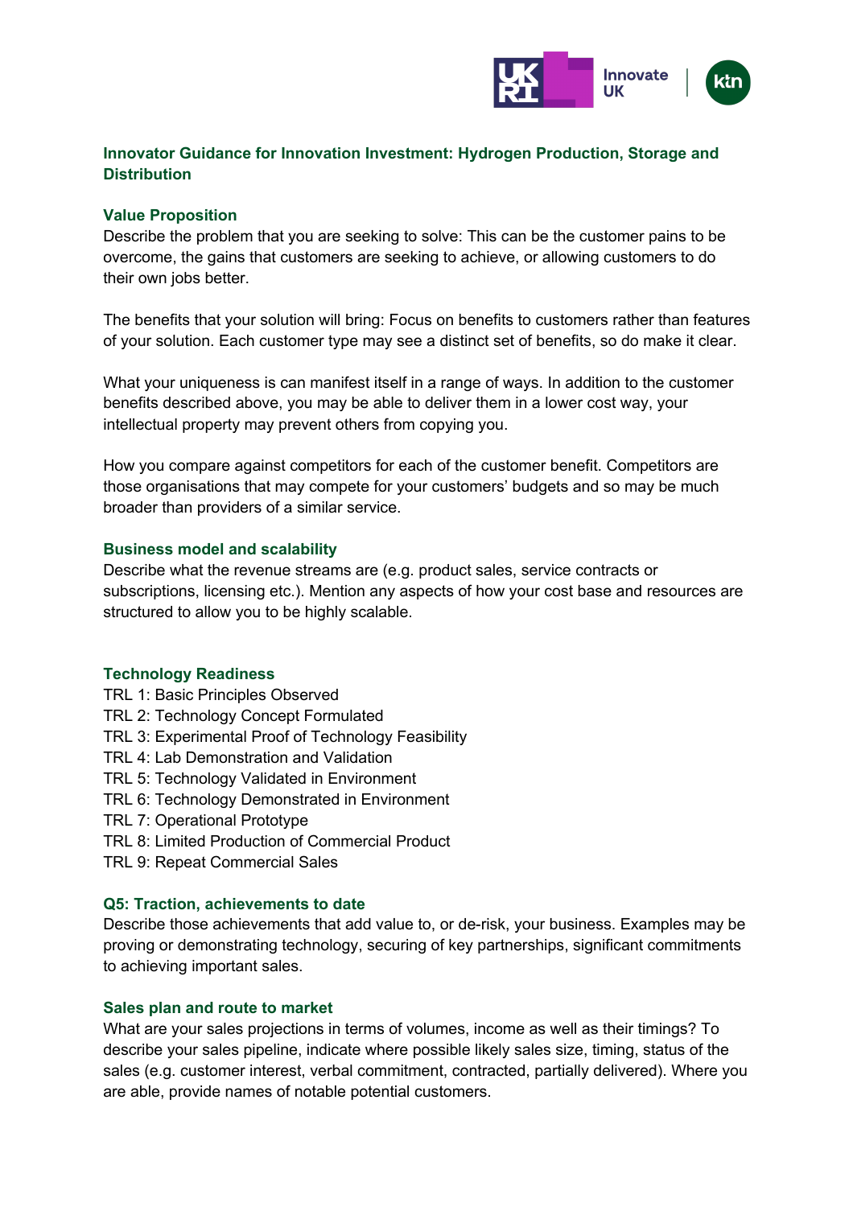## Innovator Guidance for Innovation Investment: Hydrogen Production, Storage and Distribution

### Value Proposition

Describe the problem that you are seeking to solve: This can be the customer pains to be overcome, the gains that customers are seeking to achieve, or allowing customers to do their own jobs better.

The benefits that your solution will bring: Focus on benefits to customers rather than features of your solution. Each customer type may see a distinct set of benefits, so do make it clear.

What your uniqueness is can manifest itself in a range of ways. In addition to the customer benefits described above, you may be able to deliver them in a lower cost way, your intellectual property may prevent others from copying you.

How you compare against competitors for each of the customer benefit. Competitors are those organisations that may compete for your customers' budgets and so may be much broader than providers of a similar service.

### Business model and scalability

Describe what the revenue streams are (e.g. product sales, service contracts or subscriptions, licensing etc.). Mention any aspects of how your cost base and resources are structured to allow you to be highly scalable.

### Technology Readiness

TRL 1: Basic Principles Observed
TRL 2: Technology Concept Formulated
TRL 3: Experimental Proof of Technology Feasibility
TRL 4: Lab Demonstration and Validation
TRL 5: Technology Validated in Environment
TRL 6: Technology Demonstrated in Environment
TRL 7: Operational Prototype
TRL 8: Limited Production of Commercial Product
TRL 9: Repeat Commercial Sales

### Q5: Traction, achievements to date

Describe those achievements that add value to, or de-risk, your business. Examples may be proving or demonstrating technology, securing of key partnerships, significant commitments to achieving important sales.

### Sales plan and route to market

What are your sales projections in terms of volumes, income as well as their timings? To describe your sales pipeline, indicate where possible likely sales size, timing, status of the sales (e.g. customer interest, verbal commitment, contracted, partially delivered). Where you are able, provide names of notable potential customers.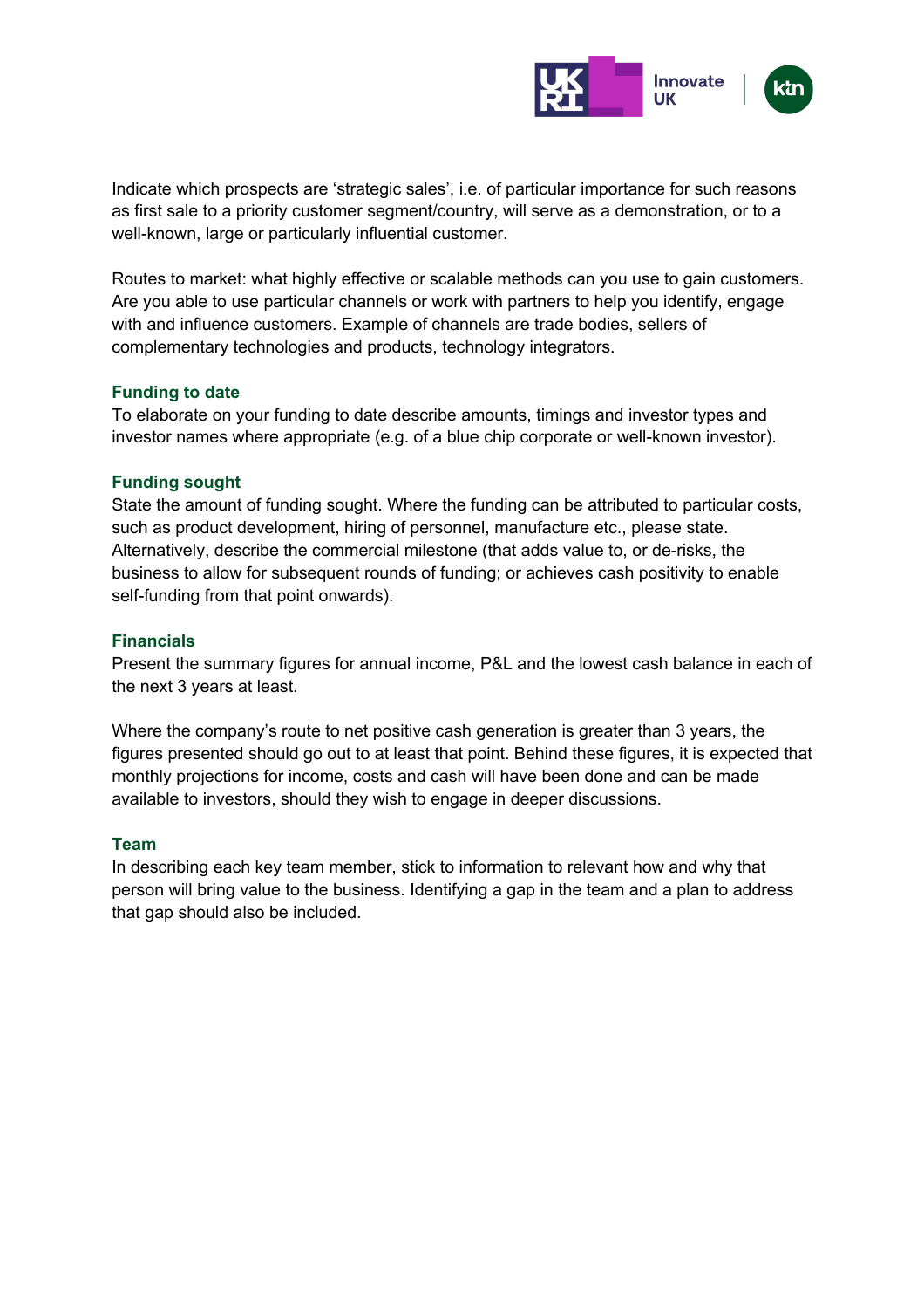Indicate which prospects are 'strategic sales', i.e. of particular importance for such reasons as first sale to a priority customer segment/country, will serve as a demonstration, or to a well-known, large or particularly influential customer.

Routes to market: what highly effective or scalable methods can you use to gain customers. Are you able to use particular channels or work with partners to help you identify, engage with and influence customers. Example of channels are trade bodies, sellers of complementary technologies and products, technology integrators.

### Funding to date

To elaborate on your funding to date describe amounts, timings and investor types and investor names where appropriate (e.g. of a blue chip corporate or well-known investor).

### Funding sought

State the amount of funding sought. Where the funding can be attributed to particular costs, such as product development, hiring of personnel, manufacture etc., please state. Alternatively, describe the commercial milestone (that adds value to, or de-risks, the business to allow for subsequent rounds of funding; or achieves cash positivity to enable self-funding from that point onwards).

### Financials

Present the summary figures for annual income, P&L and the lowest cash balance in each of the next 3 years at least.

Where the company's route to net positive cash generation is greater than 3 years, the figures presented should go out to at least that point. Behind these figures, it is expected that monthly projections for income, costs and cash will have been done and can be made available to investors, should they wish to engage in deeper discussions.

### Team

In describing each key team member, stick to information to relevant how and why that person will bring value to the business. Identifying a gap in the team and a plan to address that gap should also be included.